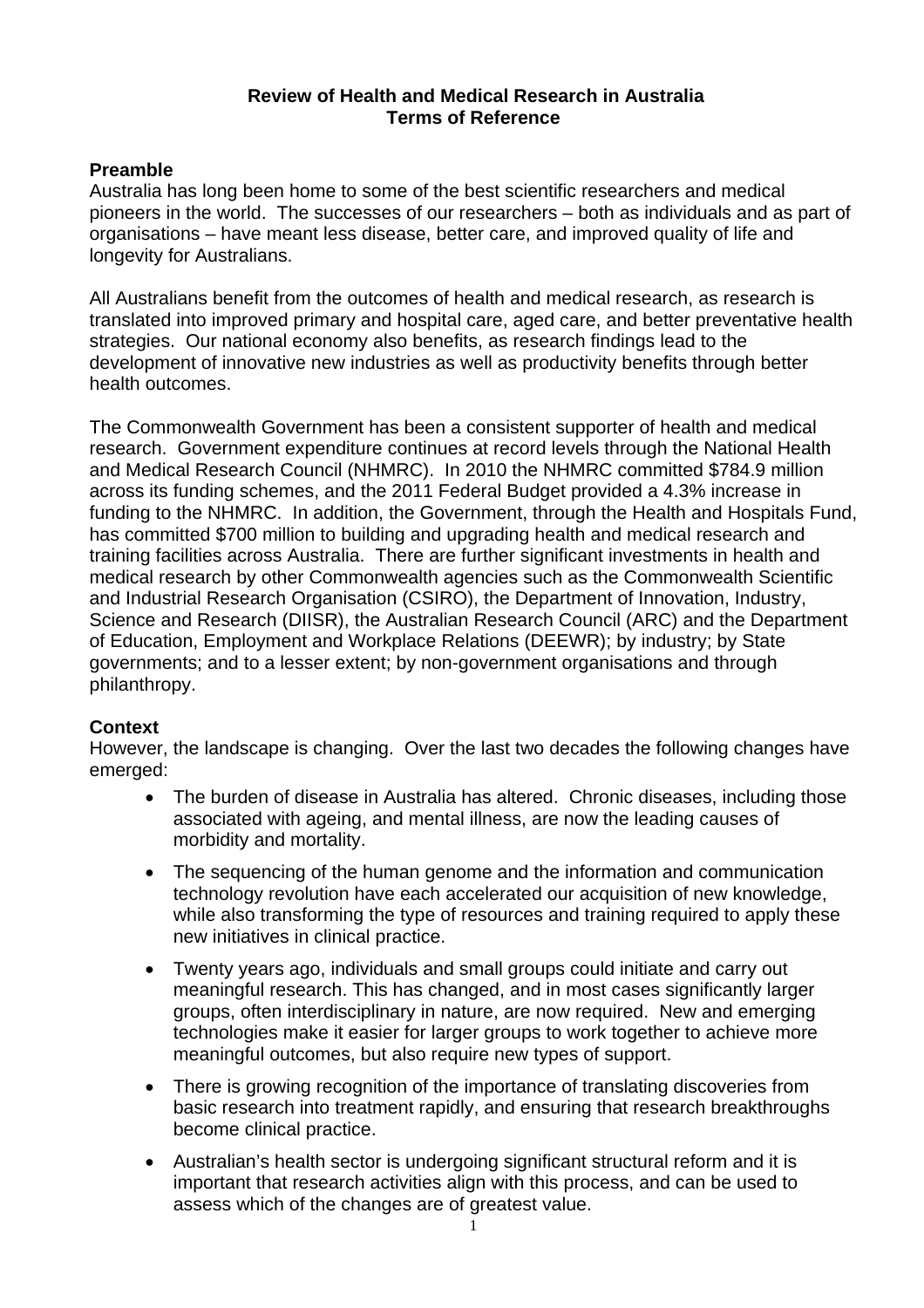# Review of Health and Medical Research in Australia
## Terms of Reference

### Preamble

Australia has long been home to some of the best scientific researchers and medical pioneers in the world. The successes of our researchers – both as individuals and as part of organisations – have meant less disease, better care, and improved quality of life and longevity for Australians.

All Australians benefit from the outcomes of health and medical research, as research is translated into improved primary and hospital care, aged care, and better preventative health strategies. Our national economy also benefits, as research findings lead to the development of innovative new industries as well as productivity benefits through better health outcomes.

The Commonwealth Government has been a consistent supporter of health and medical research. Government expenditure continues at record levels through the National Health and Medical Research Council (NHMRC). In 2010 the NHMRC committed $784.9 million across its funding schemes, and the 2011 Federal Budget provided a 4.3% increase in funding to the NHMRC. In addition, the Government, through the Health and Hospitals Fund, has committed $700 million to building and upgrading health and medical research and training facilities across Australia. There are further significant investments in health and medical research by other Commonwealth agencies such as the Commonwealth Scientific and Industrial Research Organisation (CSIRO), the Department of Innovation, Industry, Science and Research (DIISR), the Australian Research Council (ARC) and the Department of Education, Employment and Workplace Relations (DEEWR); by industry; by State governments; and to a lesser extent; by non-government organisations and through philanthropy.

### Context

However, the landscape is changing. Over the last two decades the following changes have emerged:

- The burden of disease in Australia has altered. Chronic diseases, including those associated with ageing, and mental illness, are now the leading causes of morbidity and mortality.
- The sequencing of the human genome and the information and communication technology revolution have each accelerated our acquisition of new knowledge, while also transforming the type of resources and training required to apply these new initiatives in clinical practice.
- Twenty years ago, individuals and small groups could initiate and carry out meaningful research. This has changed, and in most cases significantly larger groups, often interdisciplinary in nature, are now required. New and emerging technologies make it easier for larger groups to work together to achieve more meaningful outcomes, but also require new types of support.
- There is growing recognition of the importance of translating discoveries from basic research into treatment rapidly, and ensuring that research breakthroughs become clinical practice.
- Australian's health sector is undergoing significant structural reform and it is important that research activities align with this process, and can be used to assess which of the changes are of greatest value.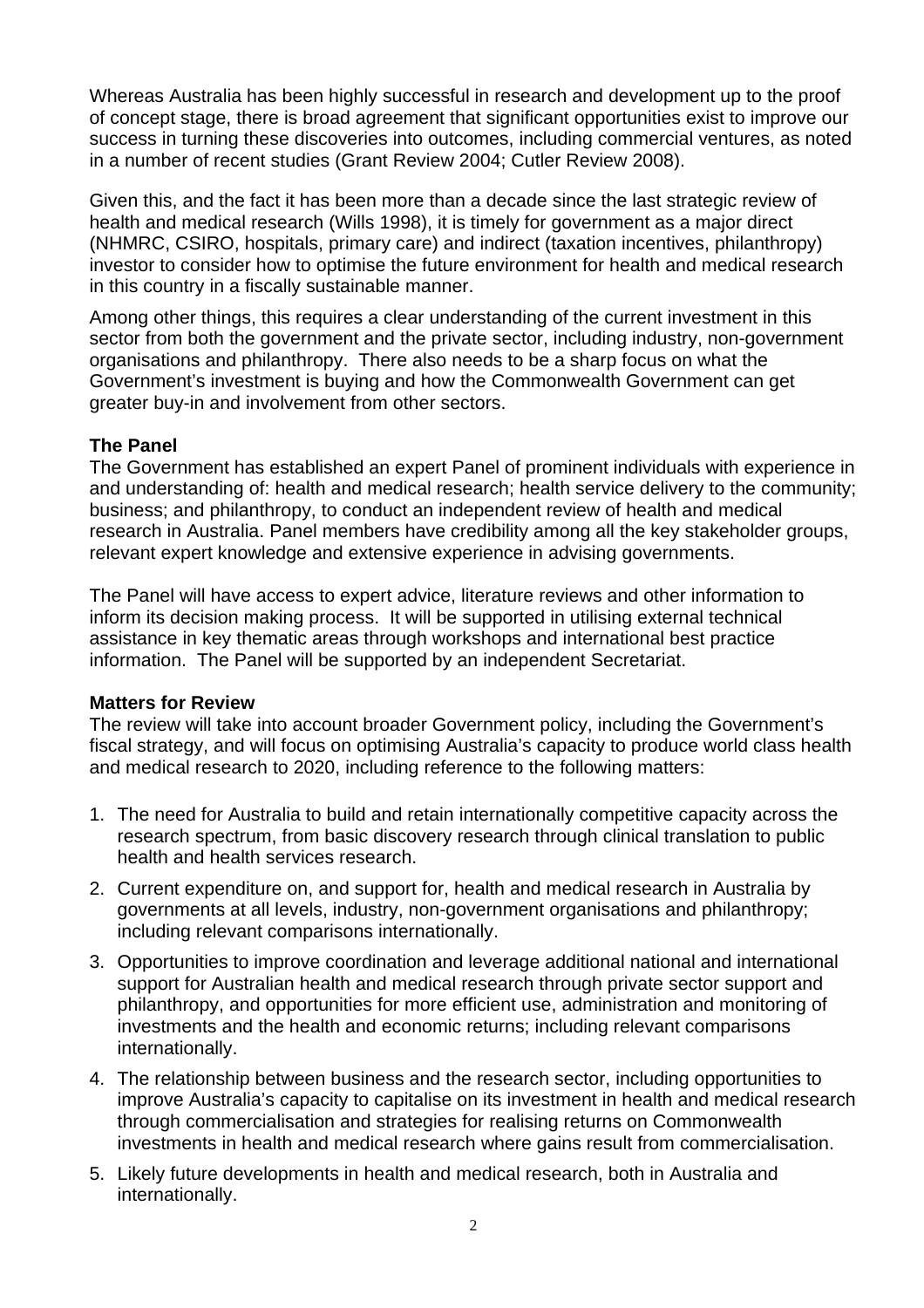Whereas Australia has been highly successful in research and development up to the proof of concept stage, there is broad agreement that significant opportunities exist to improve our success in turning these discoveries into outcomes, including commercial ventures, as noted in a number of recent studies (Grant Review 2004; Cutler Review 2008).

Given this, and the fact it has been more than a decade since the last strategic review of health and medical research (Wills 1998), it is timely for government as a major direct (NHMRC, CSIRO, hospitals, primary care) and indirect (taxation incentives, philanthropy) investor to consider how to optimise the future environment for health and medical research in this country in a fiscally sustainable manner.

Among other things, this requires a clear understanding of the current investment in this sector from both the government and the private sector, including industry, non-government organisations and philanthropy. There also needs to be a sharp focus on what the Government's investment is buying and how the Commonwealth Government can get greater buy-in and involvement from other sectors.

**The Panel**

The Government has established an expert Panel of prominent individuals with experience in and understanding of: health and medical research; health service delivery to the community; business; and philanthropy, to conduct an independent review of health and medical research in Australia. Panel members have credibility among all the key stakeholder groups, relevant expert knowledge and extensive experience in advising governments.

The Panel will have access to expert advice, literature reviews and other information to inform its decision making process. It will be supported in utilising external technical assistance in key thematic areas through workshops and international best practice information. The Panel will be supported by an independent Secretariat.

**Matters for Review**

The review will take into account broader Government policy, including the Government's fiscal strategy, and will focus on optimising Australia's capacity to produce world class health and medical research to 2020, including reference to the following matters:

1. The need for Australia to build and retain internationally competitive capacity across the research spectrum, from basic discovery research through clinical translation to public health and health services research.
2. Current expenditure on, and support for, health and medical research in Australia by governments at all levels, industry, non-government organisations and philanthropy; including relevant comparisons internationally.
3. Opportunities to improve coordination and leverage additional national and international support for Australian health and medical research through private sector support and philanthropy, and opportunities for more efficient use, administration and monitoring of investments and the health and economic returns; including relevant comparisons internationally.
4. The relationship between business and the research sector, including opportunities to improve Australia's capacity to capitalise on its investment in health and medical research through commercialisation and strategies for realising returns on Commonwealth investments in health and medical research where gains result from commercialisation.
5. Likely future developments in health and medical research, both in Australia and internationally.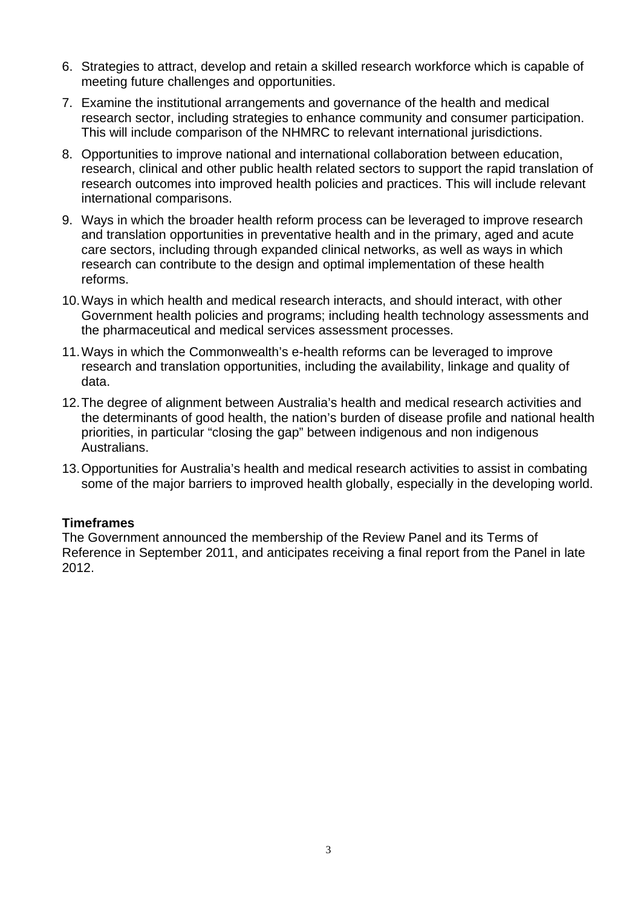6. Strategies to attract, develop and retain a skilled research workforce which is capable of meeting future challenges and opportunities.
7. Examine the institutional arrangements and governance of the health and medical research sector, including strategies to enhance community and consumer participation. This will include comparison of the NHMRC to relevant international jurisdictions.
8. Opportunities to improve national and international collaboration between education, research, clinical and other public health related sectors to support the rapid translation of research outcomes into improved health policies and practices. This will include relevant international comparisons.
9. Ways in which the broader health reform process can be leveraged to improve research and translation opportunities in preventative health and in the primary, aged and acute care sectors, including through expanded clinical networks, as well as ways in which research can contribute to the design and optimal implementation of these health reforms.
10. Ways in which health and medical research interacts, and should interact, with other Government health policies and programs; including health technology assessments and the pharmaceutical and medical services assessment processes.
11. Ways in which the Commonwealth's e-health reforms can be leveraged to improve research and translation opportunities, including the availability, linkage and quality of data.
12. The degree of alignment between Australia's health and medical research activities and the determinants of good health, the nation's burden of disease profile and national health priorities, in particular "closing the gap" between indigenous and non indigenous Australians.
13. Opportunities for Australia's health and medical research activities to assist in combating some of the major barriers to improved health globally, especially in the developing world.

**Timeframes**

The Government announced the membership of the Review Panel and its Terms of Reference in September 2011, and anticipates receiving a final report from the Panel in late 2012.